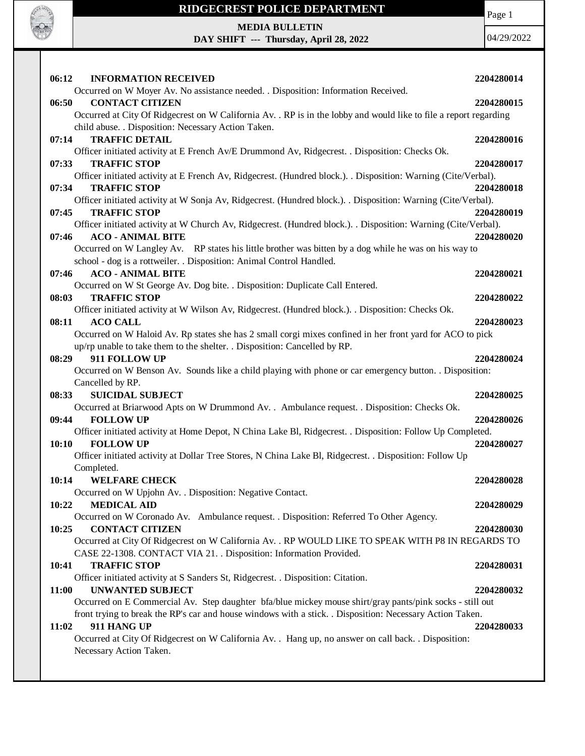# RIDGECREST POLICE DEPARTMENT

**MEDIA BULLETIN**
**DAY SHIFT --- Thursday, April 28, 2022**

04/29/2022

**06:12 INFORMATION RECEIVED** **2204280014**
Occurred on W Moyer Av. No assistance needed. . Disposition: Information Received.

**06:50 CONTACT CITIZEN** **2204280015**
Occurred at City Of Ridgecrest on W California Av. . RP is in the lobby and would like to file a report regarding child abuse. . Disposition: Necessary Action Taken.

**07:14 TRAFFIC DETAIL** **2204280016**
Officer initiated activity at E French Av/E Drummond Av, Ridgecrest. . Disposition: Checks Ok.

**07:33 TRAFFIC STOP** **2204280017**
Officer initiated activity at E French Av, Ridgecrest. (Hundred block.). . Disposition: Warning (Cite/Verbal).

**07:34 TRAFFIC STOP** **2204280018**
Officer initiated activity at W Sonja Av, Ridgecrest. (Hundred block.). . Disposition: Warning (Cite/Verbal).

**07:45 TRAFFIC STOP** **2204280019**
Officer initiated activity at W Church Av, Ridgecrest. (Hundred block.). . Disposition: Warning (Cite/Verbal).

**07:46 ACO - ANIMAL BITE** **2204280020**
Occurred on W Langley Av. RP states his little brother was bitten by a dog while he was on his way to school - dog is a rottweiler. . Disposition: Animal Control Handled.

**07:46 ACO - ANIMAL BITE** **2204280021**
Occurred on W St George Av. Dog bite. . Disposition: Duplicate Call Entered.

**08:03 TRAFFIC STOP** **2204280022**
Officer initiated activity at W Wilson Av, Ridgecrest. (Hundred block.). . Disposition: Checks Ok.

**08:11 ACO CALL** **2204280023**
Occurred on W Haloid Av. Rp states she has 2 small corgi mixes confined in her front yard for ACO to pick up/rp unable to take them to the shelter. . Disposition: Cancelled by RP.

**08:29 911 FOLLOW UP** **2204280024**
Occurred on W Benson Av. Sounds like a child playing with phone or car emergency button. . Disposition: Cancelled by RP.

**08:33 SUICIDAL SUBJECT** **2204280025**
Occurred at Briarwood Apts on W Drummond Av. . Ambulance request. . Disposition: Checks Ok.

**09:44 FOLLOW UP** **2204280026**
Officer initiated activity at Home Depot, N China Lake Bl, Ridgecrest. . Disposition: Follow Up Completed.

**10:10 FOLLOW UP** **2204280027**
Officer initiated activity at Dollar Tree Stores, N China Lake Bl, Ridgecrest. . Disposition: Follow Up Completed.

**10:14 WELFARE CHECK** **2204280028**
Occurred on W Upjohn Av. . Disposition: Negative Contact.

**10:22 MEDICAL AID** **2204280029**
Occurred on W Coronado Av. Ambulance request. . Disposition: Referred To Other Agency.

**10:25 CONTACT CITIZEN** **2204280030**
Occurred at City Of Ridgecrest on W California Av. . RP WOULD LIKE TO SPEAK WITH P8 IN REGARDS TO CASE 22-1308. CONTACT VIA 21. . Disposition: Information Provided.

**10:41 TRAFFIC STOP** **2204280031**
Officer initiated activity at S Sanders St, Ridgecrest. . Disposition: Citation.

**11:00 UNWANTED SUBJECT** **2204280032**
Occurred on E Commercial Av. Step daughter bfa/blue mickey mouse shirt/gray pants/pink socks - still out front trying to break the RP's car and house windows with a stick. . Disposition: Necessary Action Taken.

**11:02 911 HANG UP** **2204280033**
Occurred at City Of Ridgecrest on W California Av. . Hang up, no answer on call back. . Disposition: Necessary Action Taken.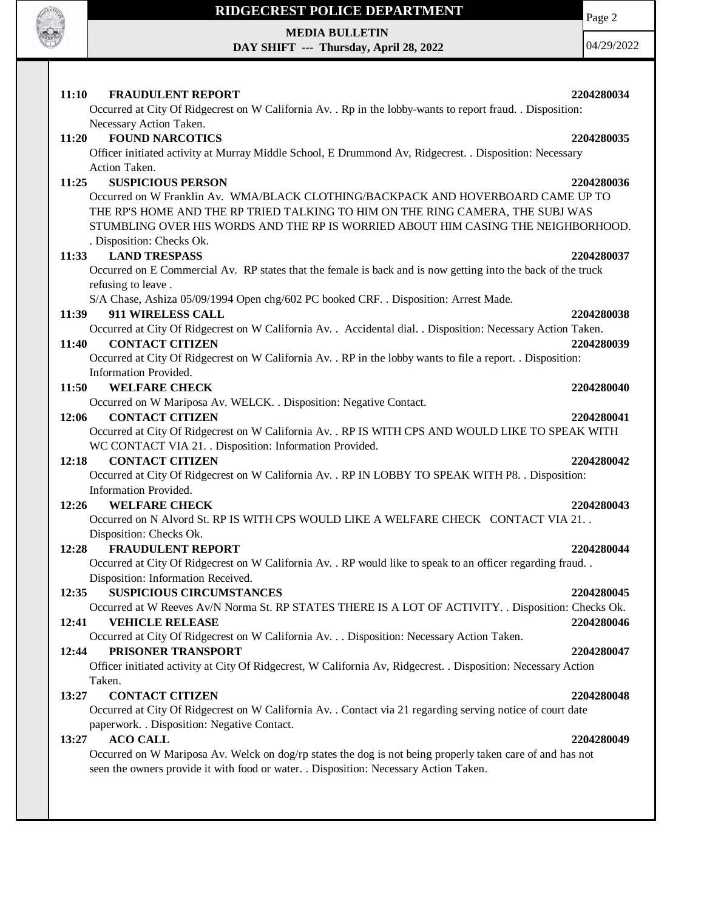**11:10 FRADULENT REPORT** **2204280034**

Occurred at City Of Ridgecrest on W California Av. . Rp in the lobby-wants to report fraud. . Disposition: Necessary Action Taken.

**11:20 FOUND NARCOTICS** **2204280035**

Officer initiated activity at Murray Middle School, E Drummond Av, Ridgecrest. . Disposition: Necessary Action Taken.

**11:25 SUSPICIOUS PERSON** **2204280036**

Occurred on W Franklin Av. WMA/BLACK CLOTHING/BACKPACK AND HOVERBOARD CAME UP TO THE RP'S HOME AND THE RP TRIED TALKING TO HIM ON THE RING CAMERA, THE SUBJ WAS STUMBLING OVER HIS WORDS AND THE RP IS WORRIED ABOUT HIM CASING THE NEIGHBORHOOD. . Disposition: Checks Ok.

**11:33 LAND TRESPASS** **2204280037**

Occurred on E Commercial Av. RP states that the female is back and is now getting into the back of the truck refusing to leave .

S/A Chase, Ashiza 05/09/1994 Open chg/602 PC booked CRF. . Disposition: Arrest Made.

**11:39 911 WIRELESS CALL** **2204280038**

Occurred at City Of Ridgecrest on W California Av. . Accidental dial. . Disposition: Necessary Action Taken.

**11:40 CONTACT CITIZEN** **2204280039**

Occurred at City Of Ridgecrest on W California Av. . RP in the lobby wants to file a report. . Disposition: Information Provided.

**11:50 WELFARE CHECK** **2204280040**

Occurred on W Mariposa Av. WELCK. . Disposition: Negative Contact.

**12:06 CONTACT CITIZEN** **2204280041**

Occurred at City Of Ridgecrest on W California Av. . RP IS WITH CPS AND WOULD LIKE TO SPEAK WITH WC CONTACT VIA 21. . Disposition: Information Provided.

**12:18 CONTACT CITIZEN** **2204280042**

Occurred at City Of Ridgecrest on W California Av. . RP IN LOBBY TO SPEAK WITH P8. . Disposition: Information Provided.

**12:26 WELFARE CHECK** **2204280043**

Occurred on N Alvord St. RP IS WITH CPS WOULD LIKE A WELFARE CHECK CONTACT VIA 21. . Disposition: Checks Ok.

**12:28 FRAUDULENT REPORT** **2204280044**

Occurred at City Of Ridgecrest on W California Av. . RP would like to speak to an officer regarding fraud. . Disposition: Information Received.

**12:35 SUSPICIOUS CIRCUMSTANCES** **2204280045**

Occurred at W Reeves Av/N Norma St. RP STATES THERE IS A LOT OF ACTIVITY. . Disposition: Checks Ok.

**12:41 VEHICLE RELEASE** **2204280046**

Occurred at City Of Ridgecrest on W California Av. . . Disposition: Necessary Action Taken.

**12:44 PRISONER TRANSPORT** **2204280047**

Officer initiated activity at City Of Ridgecrest, W California Av, Ridgecrest. . Disposition: Necessary Action Taken.

**13:27 CONTACT CITIZEN** **2204280048**

Occurred at City Of Ridgecrest on W California Av. . Contact via 21 regarding serving notice of court date paperwork. . Disposition: Negative Contact.

**13:27 ACO CALL** **2204280049**

Occurred on W Mariposa Av. Welck on dog/rp states the dog is not being properly taken care of and has not seen the owners provide it with food or water. . Disposition: Necessary Action Taken.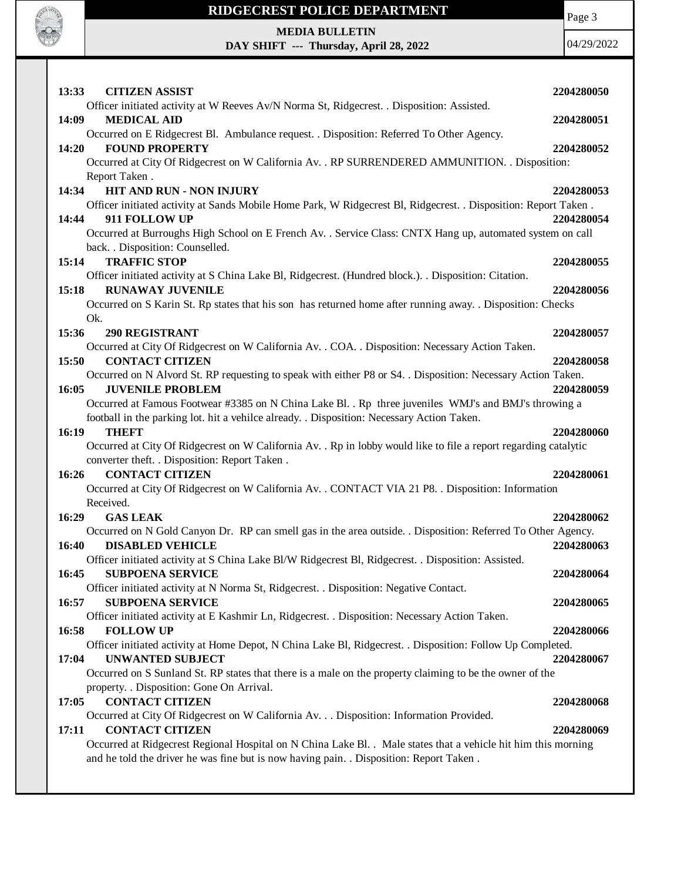**13:33 CITIZEN ASSIST 2204280050**

Officer initiated activity at W Reeves Av/N Norma St, Ridgecrest. . Disposition: Assisted.

**14:09 MEDICAL AID 2204280051**

Occurred on E Ridgecrest Bl. Ambulance request. . Disposition: Referred To Other Agency.

**14:20 FOUND PROPERTY 2204280052**

Occurred at City Of Ridgecrest on W California Av. . RP SURRENDERED AMMUNITION. . Disposition: Report Taken .

**14:34 HIT AND RUN - NON INJURY 2204280053**

Officer initiated activity at Sands Mobile Home Park, W Ridgecrest Bl, Ridgecrest. . Disposition: Report Taken .

**14:44 911 FOLLOW UP 2204280054**

Occurred at Burroughs High School on E French Av. . Service Class: CNTX Hang up, automated system on call back. . Disposition: Counselled.

**15:14 TRAFFIC STOP 2204280055**

Officer initiated activity at S China Lake Bl, Ridgecrest. (Hundred block.). . Disposition: Citation.

**15:18 RUNAWAY JUVENILE 2204280056**

Occurred on S Karin St. Rp states that his son has returned home after running away. . Disposition: Checks Ok.

**15:36 290 REGISTRANT 2204280057**

Occurred at City Of Ridgecrest on W California Av. . COA. . Disposition: Necessary Action Taken.

**15:50 CONTACT CITIZEN 2204280058**

Occurred on N Alvord St. RP requesting to speak with either P8 or S4. . Disposition: Necessary Action Taken.

**16:05 JUVENILE PROBLEM 2204280059**

Occurred at Famous Footwear #3385 on N China Lake Bl. . Rp three juveniles WMJ's and BMJ's throwing a football in the parking lot. hit a vehilce already. . Disposition: Necessary Action Taken.

**16:19 THEFT 2204280060**

Occurred at City Of Ridgecrest on W California Av. . Rp in lobby would like to file a report regarding catalytic converter theft. . Disposition: Report Taken .

**16:26 CONTACT CITIZEN 2204280061**

Occurred at City Of Ridgecrest on W California Av. . CONTACT VIA 21 P8. . Disposition: Information Received.

**16:29 GAS LEAK 2204280062**

Occurred on N Gold Canyon Dr. RP can smell gas in the area outside. . Disposition: Referred To Other Agency.

**16:40 DISABLED VEHICLE 2204280063**

Officer initiated activity at S China Lake Bl/W Ridgecrest Bl, Ridgecrest. . Disposition: Assisted.

**16:45 SUBPOENA SERVICE 2204280064**

Officer initiated activity at N Norma St, Ridgecrest. . Disposition: Negative Contact.

**16:57 SUBPOENA SERVICE 2204280065**

Officer initiated activity at E Kashmir Ln, Ridgecrest. . Disposition: Necessary Action Taken.

**16:58 FOLLOW UP 2204280066**

Officer initiated activity at Home Depot, N China Lake Bl, Ridgecrest. . Disposition: Follow Up Completed.

**17:04 UNWANTED SUBJECT 2204280067**

Occurred on S Sunland St. RP states that there is a male on the property claiming to be the owner of the property. . Disposition: Gone On Arrival.

**17:05 CONTACT CITIZEN 2204280068**

Occurred at City Of Ridgecrest on W California Av. . . Disposition: Information Provided.

**17:11 CONTACT CITIZEN 2204280069**

Occurred at Ridgecrest Regional Hospital on N China Lake Bl. . Male states that a vehicle hit him this morning and he told the driver he was fine but is now having pain. . Disposition: Report Taken .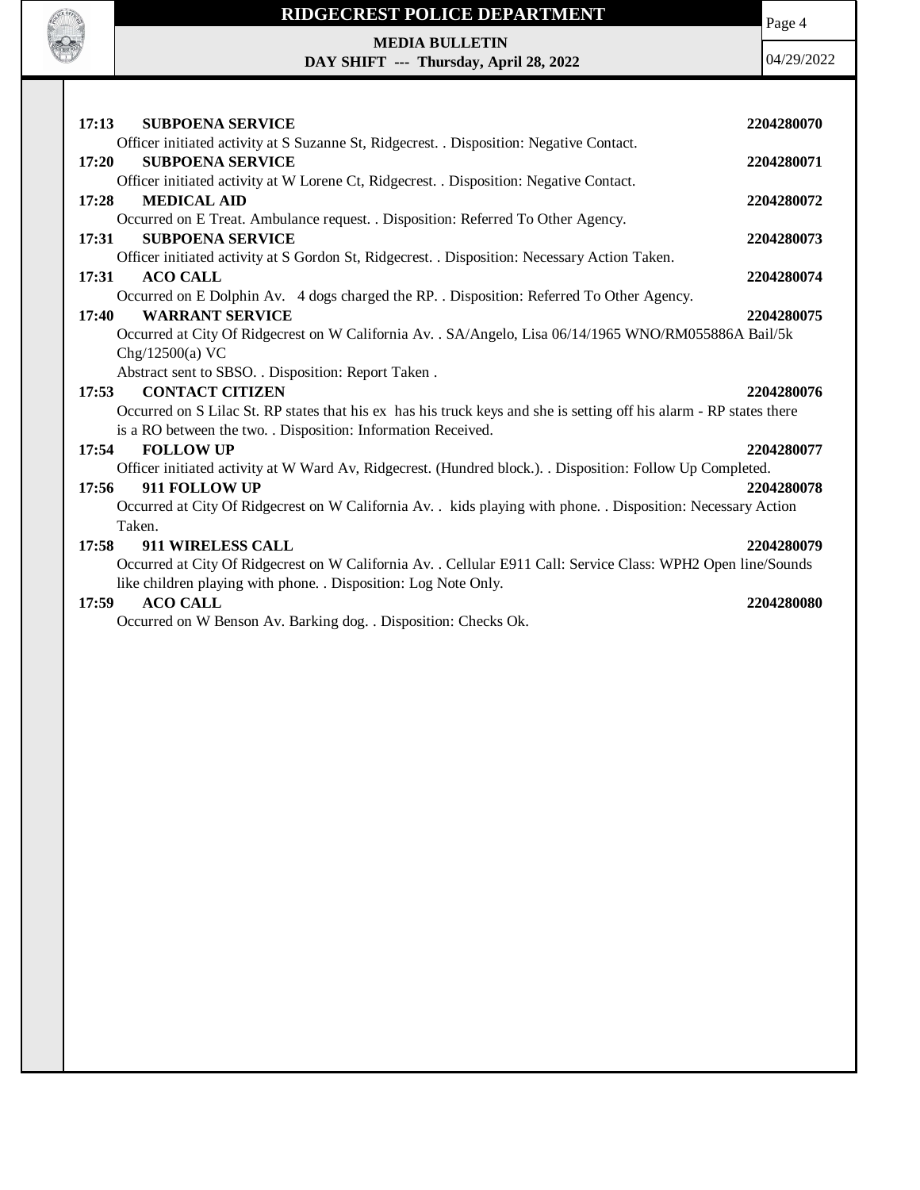**17:13 SUBPOENA SERVICE** **2204280070**

Officer initiated activity at S Suzanne St, Ridgecrest. . Disposition: Negative Contact.

**17:20 SUBPOENA SERVICE** **2204280071**

Officer initiated activity at W Lorene Ct, Ridgecrest. . Disposition: Negative Contact.

**17:28 MEDICAL AID** **2204280072**

Occurred on E Treat. Ambulance request. . Disposition: Referred To Other Agency.

**17:31 SUBPOENA SERVICE** **2204280073**

Officer initiated activity at S Gordon St, Ridgecrest. . Disposition: Necessary Action Taken.

**17:31 ACO CALL** **2204280074**

Occurred on E Dolphin Av. 4 dogs charged the RP. . Disposition: Referred To Other Agency.

**17:40 WARRANT SERVICE** **2204280075**

Occurred at City Of Ridgecrest on W California Av. . SA/Angelo, Lisa 06/14/1965 WNO/RM055886A Bail/5k Chg/12500(a) VC

Abstract sent to SBSO. . Disposition: Report Taken .

**17:53 CONTACT CITIZEN** **2204280076**

Occurred on S Lilac St. RP states that his ex has his truck keys and she is setting off his alarm - RP states there is a RO between the two. . Disposition: Information Received.

**17:54 FOLLOW UP** **2204280077**

Officer initiated activity at W Ward Av, Ridgecrest. (Hundred block.). . Disposition: Follow Up Completed.

**17:56 911 FOLLOW UP** **2204280078**

Occurred at City Of Ridgecrest on W California Av. . kids playing with phone. . Disposition: Necessary Action Taken.

**17:58 911 WIRELESS CALL** **2204280079**

Occurred at City Of Ridgecrest on W California Av. . Cellular E911 Call: Service Class: WPH2 Open line/Sounds like children playing with phone. . Disposition: Log Note Only.

**17:59 ACO CALL** **2204280080**

Occurred on W Benson Av. Barking dog. . Disposition: Checks Ok.